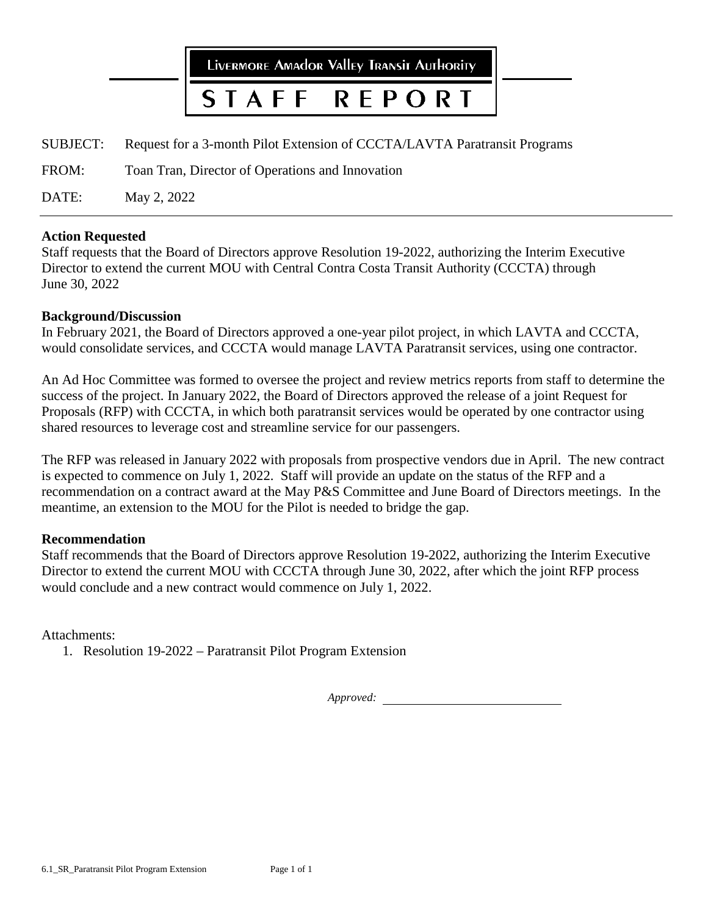Livermore Amador Valley Transit Authority

# STAFF REPORT

SUBJECT: Request for a 3-month Pilot Extension of CCCTA/LAVTA Paratransit Programs

FROM: Toan Tran, Director of Operations and Innovation

DATE: May 2, 2022

---

**Action Requested**

Staff requests that the Board of Directors approve Resolution 19-2022, authorizing the Interim Executive Director to extend the current MOU with Central Contra Costa Transit Authority (CCCTA) through June 30, 2022

**Background/Discussion**

In February 2021, the Board of Directors approved a one-year pilot project, in which LAVTA and CCCTA, would consolidate services, and CCCTA would manage LAVTA Paratransit services, using one contractor.

An Ad Hoc Committee was formed to oversee the project and review metrics reports from staff to determine the success of the project. In January 2022, the Board of Directors approved the release of a joint Request for Proposals (RFP) with CCCTA, in which both paratransit services would be operated by one contractor using shared resources to leverage cost and streamline service for our passengers.

The RFP was released in January 2022 with proposals from prospective vendors due in April. The new contract is expected to commence on July 1, 2022. Staff will provide an update on the status of the RFP and a recommendation on a contract award at the May P&S Committee and June Board of Directors meetings. In the meantime, an extension to the MOU for the Pilot is needed to bridge the gap.

**Recommendation**

Staff recommends that the Board of Directors approve Resolution 19-2022, authorizing the Interim Executive Director to extend the current MOU with CCCTA through June 30, 2022, after which the joint RFP process would conclude and a new contract would commence on July 1, 2022.

Attachments:

1. Resolution 19-2022 – Paratransit Pilot Program Extension

*Approved:* ____________________________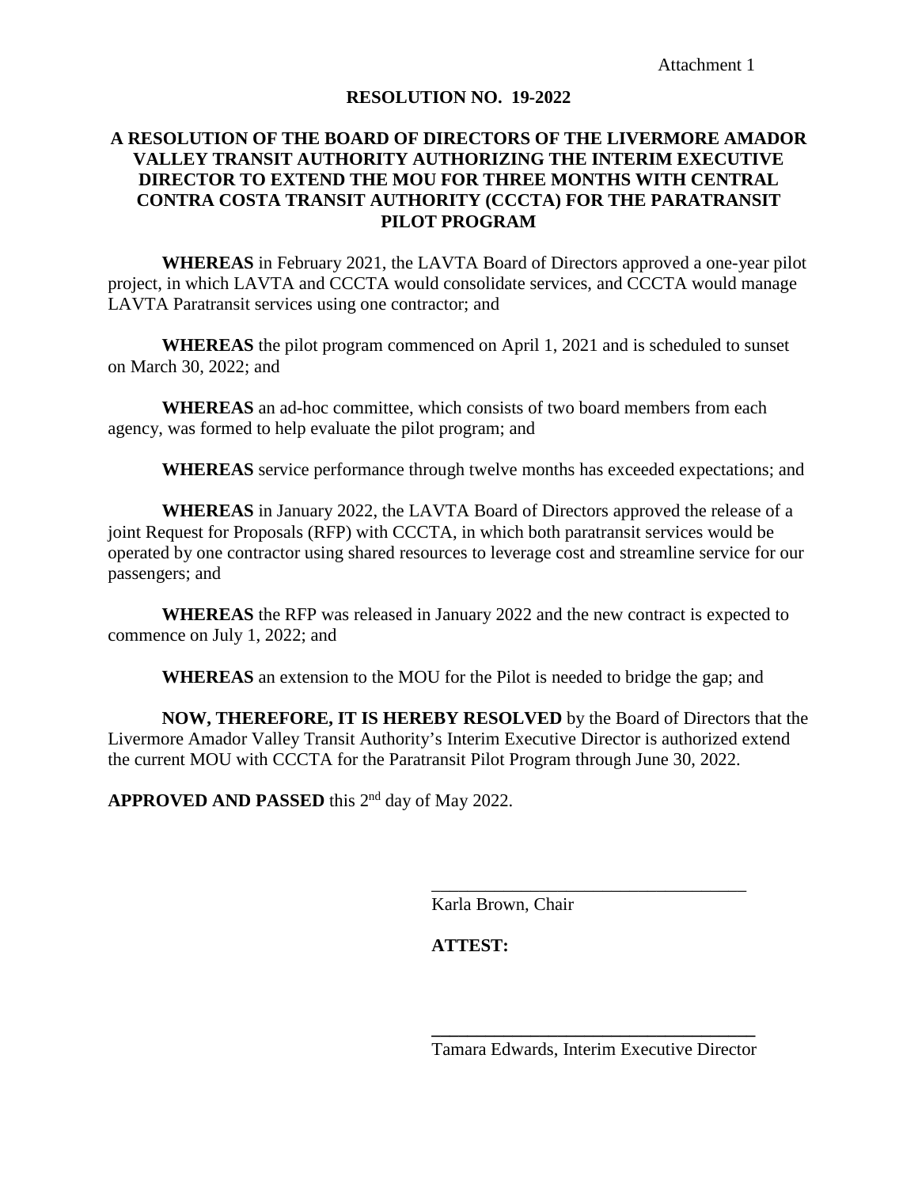Attachment 1

**RESOLUTION NO. 19-2022**

**A RESOLUTION OF THE BOARD OF DIRECTORS OF THE LIVERMORE AMADOR VALLEY TRANSIT AUTHORITY AUTHORIZING THE INTERIM EXECUTIVE DIRECTOR TO EXTEND THE MOU FOR THREE MONTHS WITH CENTRAL CONTRA COSTA TRANSIT AUTHORITY (CCCTA) FOR THE PARATRANSIT PILOT PROGRAM**

**WHEREAS** in February 2021, the LAVTA Board of Directors approved a one-year pilot project, in which LAVTA and CCCTA would consolidate services, and CCCTA would manage LAVTA Paratransit services using one contractor; and

**WHEREAS** the pilot program commenced on April 1, 2021 and is scheduled to sunset on March 30, 2022; and

**WHEREAS** an ad-hoc committee, which consists of two board members from each agency, was formed to help evaluate the pilot program; and

**WHEREAS** service performance through twelve months has exceeded expectations; and

**WHEREAS** in January 2022, the LAVTA Board of Directors approved the release of a joint Request for Proposals (RFP) with CCCTA, in which both paratransit services would be operated by one contractor using shared resources to leverage cost and streamline service for our passengers; and

**WHEREAS** the RFP was released in January 2022 and the new contract is expected to commence on July 1, 2022; and

**WHEREAS** an extension to the MOU for the Pilot is needed to bridge the gap; and

**NOW, THEREFORE, IT IS HEREBY RESOLVED** by the Board of Directors that the Livermore Amador Valley Transit Authority's Interim Executive Director is authorized extend the current MOU with CCCTA for the Paratransit Pilot Program through June 30, 2022.

**APPROVED AND PASSED** this 2nd day of May 2022.

\_\_\_\_\_\_\_\_\_\_\_\_\_\_\_\_\_\_\_\_\_\_\_\_\_\_\_\_\_\_\_\_\_\_\_\_

Karla Brown, Chair

**ATTEST:**

\_\_\_\_\_\_\_\_\_\_\_\_\_\_\_\_\_\_\_\_\_\_\_\_\_\_\_\_\_\_\_\_\_\_\_\_

Tamara Edwards, Interim Executive Director